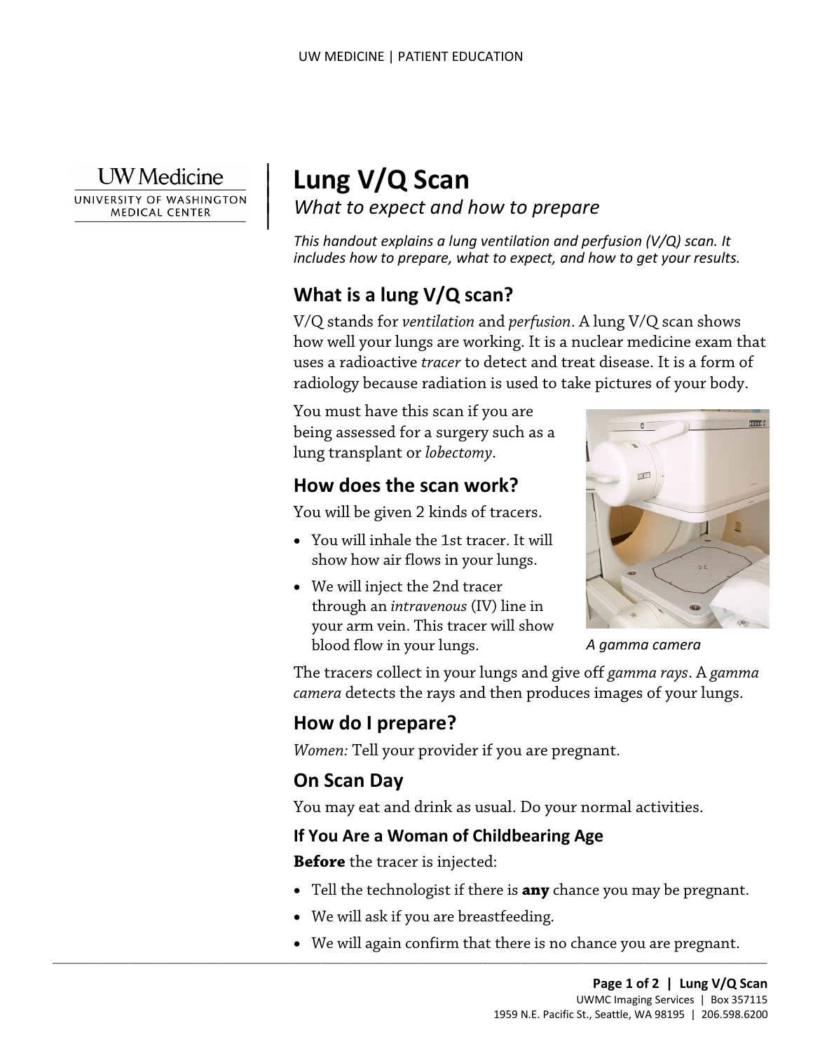# Lung V/Q Scan

*What to expect and how to prepare*

*This handout explains a lung ventilation and perfusion (V/Q) scan. It includes how to prepare, what to expect, and how to get your results.*

## What is a lung V/Q scan?

V/Q stands for *ventilation* and *perfusion*. A lung V/Q scan shows how well your lungs are working. It is a nuclear medicine exam that uses a radioactive *tracer* to detect and treat disease. It is a form of radiology because radiation is used to take pictures of your body.

You must have this scan if you are being assessed for a surgery such as a lung transplant or *lobectomy*.

## How does the scan work?

You will be given 2 kinds of tracers.

- You will inhale the 1st tracer. It will show how air flows in your lungs.
- We will inject the 2nd tracer through an *intravenous* (IV) line in your arm vein. This tracer will show blood flow in your lungs.

*A gamma camera*

The tracers collect in your lungs and give off *gamma rays*. A *gamma camera* detects the rays and then produces images of your lungs.

## How do I prepare?

*Women:* Tell your provider if you are pregnant.

## On Scan Day

You may eat and drink as usual. Do your normal activities.

### If You Are a Woman of Childbearing Age

**Before** the tracer is injected:

- Tell the technologist if there is **any** chance you may be pregnant.
- We will ask if you are breastfeeding.
- We will again confirm that there is no chance you are pregnant.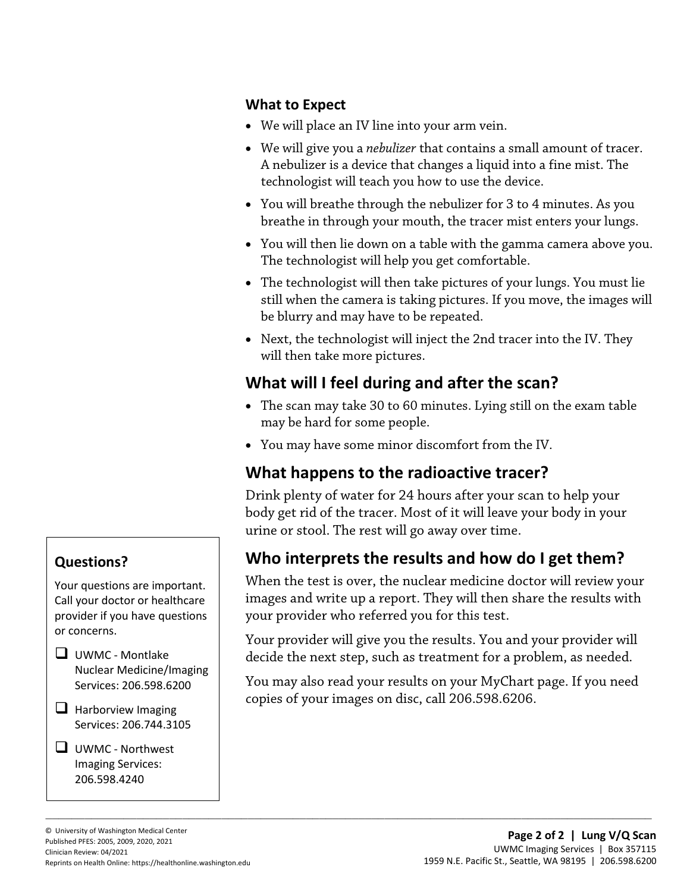### What to Expect

- We will place an IV line into your arm vein.
- We will give you a *nebulizer* that contains a small amount of tracer. A nebulizer is a device that changes a liquid into a fine mist. The technologist will teach you how to use the device.
- You will breathe through the nebulizer for 3 to 4 minutes. As you breathe in through your mouth, the tracer mist enters your lungs.
- You will then lie down on a table with the gamma camera above you. The technologist will help you get comfortable.
- The technologist will then take pictures of your lungs. You must lie still when the camera is taking pictures. If you move, the images will be blurry and may have to be repeated.
- Next, the technologist will inject the 2nd tracer into the IV. They will then take more pictures.

## What will I feel during and after the scan?

- The scan may take 30 to 60 minutes. Lying still on the exam table may be hard for some people.
- You may have some minor discomfort from the IV.

## What happens to the radioactive tracer?

Drink plenty of water for 24 hours after your scan to help your body get rid of the tracer. Most of it will leave your body in your urine or stool. The rest will go away over time.

## Who interprets the results and how do I get them?

When the test is over, the nuclear medicine doctor will review your images and write up a report. They will then share the results with your provider who referred you for this test.

Your provider will give you the results. You and your provider will decide the next step, such as treatment for a problem, as needed.

You may also read your results on your MyChart page. If you need copies of your images on disc, call 206.598.6206.

### Questions?

Your questions are important. Call your doctor or healthcare provider if you have questions or concerns.

- ❑ UWMC - Montlake Nuclear Medicine/Imaging Services: 206.598.6200
- ❑ Harborview Imaging Services: 206.744.3105
- ❑ UWMC - Northwest Imaging Services: 206.598.4240

© University of Washington Medical Center
Published PFES: 2005, 2009, 2020, 2021
Clinician Review: 04/2021
Reprints on Health Online: https://healthonline.washington.edu

UWMC Imaging Services | Box 357115
1959 N.E. Pacific St., Seattle, WA 98195 | 206.598.6200